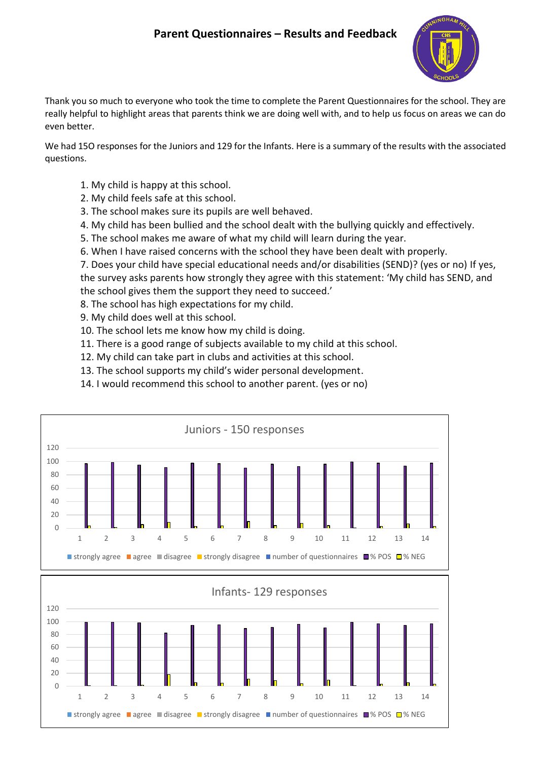# Parent Questionnaires – Results and Feedback

Thank you so much to everyone who took the time to complete the Parent Questionnaires for the school. They are really helpful to highlight areas that parents think we are doing well with, and to help us focus on areas we can do even better.

We had 15O responses for the Juniors and 129 for the Infants. Here is a summary of the results with the associated questions.

1. My child is happy at this school.
2. My child feels safe at this school.
3. The school makes sure its pupils are well behaved.
4. My child has been bullied and the school dealt with the bullying quickly and effectively.
5. The school makes me aware of what my child will learn during the year.
6. When I have raised concerns with the school they have been dealt with properly.
7. Does your child have special educational needs and/or disabilities (SEND)? (yes or no) If yes, the survey asks parents how strongly they agree with this statement: 'My child has SEND, and the school gives them the support they need to succeed.'
8. The school has high expectations for my child.
9. My child does well at this school.
10. The school lets me know how my child is doing.
11. There is a good range of subjects available to my child at this school.
12. My child can take part in clubs and activities at this school.
13. The school supports my child's wider personal development.
14. I would recommend this school to another parent. (yes or no)

**Juniors - 150 responses**

Legend: strongly agree, agree, disagree, strongly disagree, number of questionnaires, % POS, % NEG

**Infants- 129 responses**

Legend: strongly agree, agree, disagree, strongly disagree, number of questionnaires, % POS, % NEG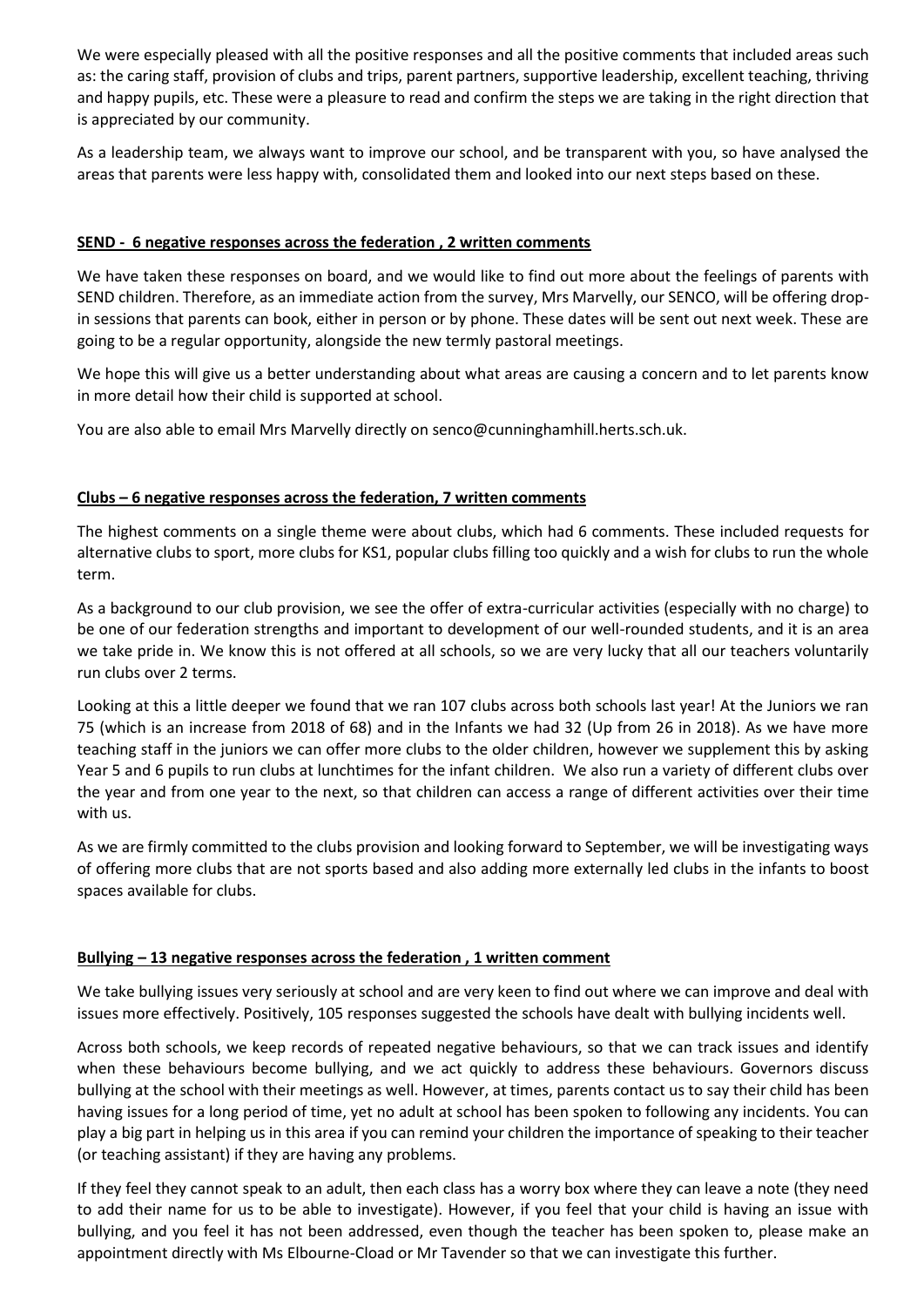We were especially pleased with all the positive responses and all the positive comments that included areas such as: the caring staff, provision of clubs and trips, parent partners, supportive leadership, excellent teaching, thriving and happy pupils, etc. These were a pleasure to read and confirm the steps we are taking in the right direction that is appreciated by our community.

As a leadership team, we always want to improve our school, and be transparent with you, so have analysed the areas that parents were less happy with, consolidated them and looked into our next steps based on these.

**SEND - 6 negative responses across the federation , 2 written comments**

We have taken these responses on board, and we would like to find out more about the feelings of parents with SEND children. Therefore, as an immediate action from the survey, Mrs Marvelly, our SENCO, will be offering drop-in sessions that parents can book, either in person or by phone. These dates will be sent out next week. These are going to be a regular opportunity, alongside the new termly pastoral meetings.

We hope this will give us a better understanding about what areas are causing a concern and to let parents know in more detail how their child is supported at school.

You are also able to email Mrs Marvelly directly on senco@cunninghamhill.herts.sch.uk.

**Clubs – 6 negative responses across the federation, 7 written comments**

The highest comments on a single theme were about clubs, which had 6 comments. These included requests for alternative clubs to sport, more clubs for KS1, popular clubs filling too quickly and a wish for clubs to run the whole term.

As a background to our club provision, we see the offer of extra-curricular activities (especially with no charge) to be one of our federation strengths and important to development of our well-rounded students, and it is an area we take pride in. We know this is not offered at all schools, so we are very lucky that all our teachers voluntarily run clubs over 2 terms.

Looking at this a little deeper we found that we ran 107 clubs across both schools last year! At the Juniors we ran 75 (which is an increase from 2018 of 68) and in the Infants we had 32 (Up from 26 in 2018). As we have more teaching staff in the juniors we can offer more clubs to the older children, however we supplement this by asking Year 5 and 6 pupils to run clubs at lunchtimes for the infant children. We also run a variety of different clubs over the year and from one year to the next, so that children can access a range of different activities over their time with us.

As we are firmly committed to the clubs provision and looking forward to September, we will be investigating ways of offering more clubs that are not sports based and also adding more externally led clubs in the infants to boost spaces available for clubs.

**Bullying – 13 negative responses across the federation , 1 written comment**

We take bullying issues very seriously at school and are very keen to find out where we can improve and deal with issues more effectively. Positively, 105 responses suggested the schools have dealt with bullying incidents well.

Across both schools, we keep records of repeated negative behaviours, so that we can track issues and identify when these behaviours become bullying, and we act quickly to address these behaviours. Governors discuss bullying at the school with their meetings as well. However, at times, parents contact us to say their child has been having issues for a long period of time, yet no adult at school has been spoken to following any incidents. You can play a big part in helping us in this area if you can remind your children the importance of speaking to their teacher (or teaching assistant) if they are having any problems.

If they feel they cannot speak to an adult, then each class has a worry box where they can leave a note (they need to add their name for us to be able to investigate). However, if you feel that your child is having an issue with bullying, and you feel it has not been addressed, even though the teacher has been spoken to, please make an appointment directly with Ms Elbourne-Cload or Mr Tavender so that we can investigate this further.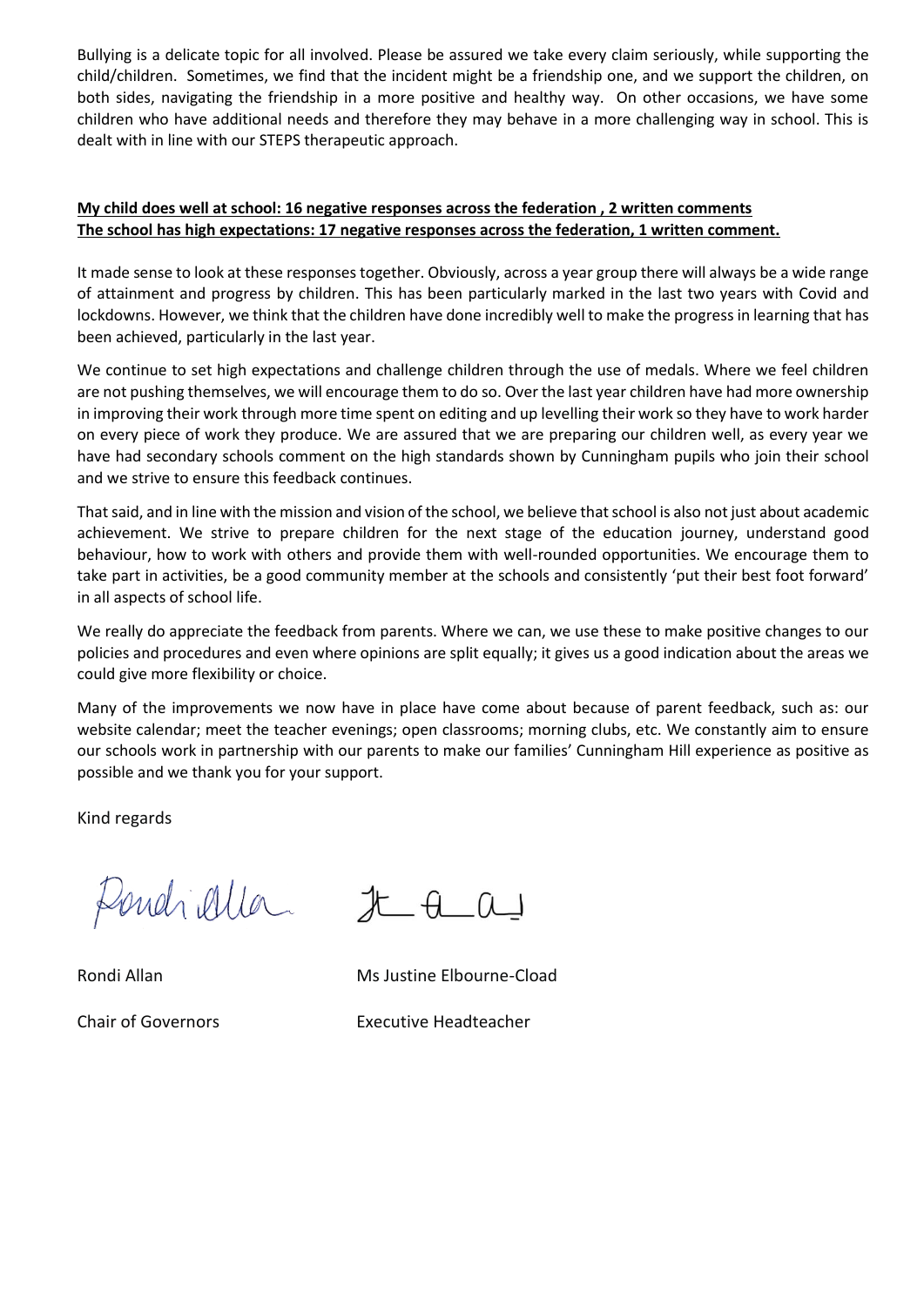Bullying is a delicate topic for all involved. Please be assured we take every claim seriously, while supporting the child/children. Sometimes, we find that the incident might be a friendship one, and we support the children, on both sides, navigating the friendship in a more positive and healthy way. On other occasions, we have some children who have additional needs and therefore they may behave in a more challenging way in school. This is dealt with in line with our STEPS therapeutic approach.

**My child does well at school: 16 negative responses across the federation , 2 written comments**
**The school has high expectations: 17 negative responses across the federation, 1 written comment.**

It made sense to look at these responses together. Obviously, across a year group there will always be a wide range of attainment and progress by children. This has been particularly marked in the last two years with Covid and lockdowns. However, we think that the children have done incredibly well to make the progress in learning that has been achieved, particularly in the last year.

We continue to set high expectations and challenge children through the use of medals. Where we feel children are not pushing themselves, we will encourage them to do so. Over the last year children have had more ownership in improving their work through more time spent on editing and up levelling their work so they have to work harder on every piece of work they produce. We are assured that we are preparing our children well, as every year we have had secondary schools comment on the high standards shown by Cunningham pupils who join their school and we strive to ensure this feedback continues.

That said, and in line with the mission and vision of the school, we believe that school is also not just about academic achievement. We strive to prepare children for the next stage of the education journey, understand good behaviour, how to work with others and provide them with well-rounded opportunities. We encourage them to take part in activities, be a good community member at the schools and consistently 'put their best foot forward' in all aspects of school life.

We really do appreciate the feedback from parents. Where we can, we use these to make positive changes to our policies and procedures and even where opinions are split equally; it gives us a good indication about the areas we could give more flexibility or choice.

Many of the improvements we now have in place have come about because of parent feedback, such as: our website calendar; meet the teacher evenings; open classrooms; morning clubs, etc. We constantly aim to ensure our schools work in partnership with our parents to make our families' Cunningham Hill experience as positive as possible and we thank you for your support.

Kind regards

Rondi Allan
Chair of Governors

Ms Justine Elbourne-Cload
Executive Headteacher